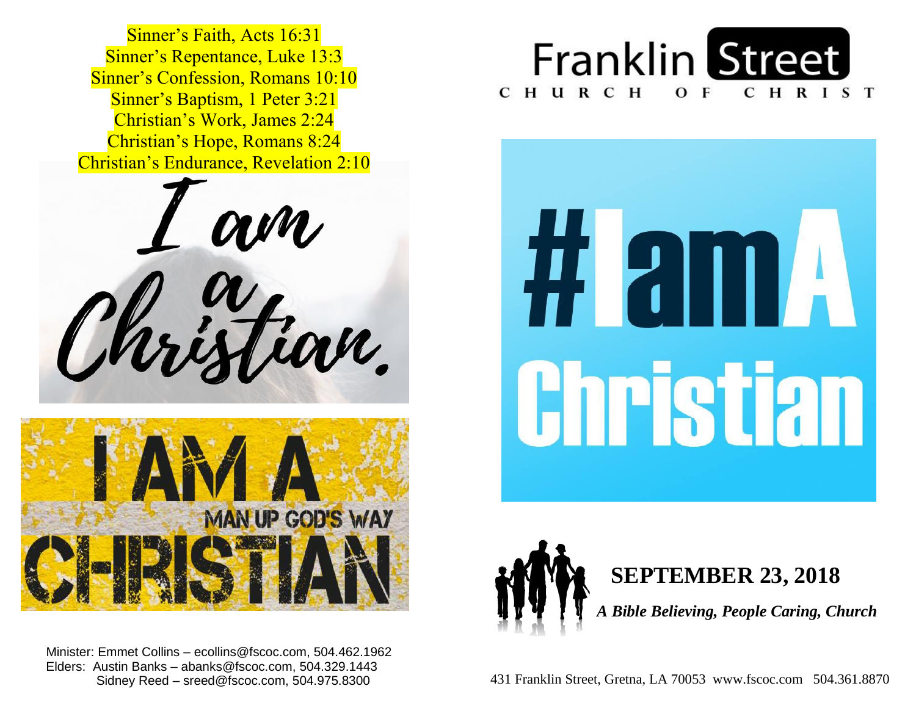Sinner's Faith, Acts 16:31
Sinner's Repentance, Luke 13:3
Sinner's Confession, Romans 10:10
Sinner's Baptism, 1 Peter 3:21
Christian's Work, James 2:24
Christian's Hope, Romans 8:24
Christian's Endurance, Revelation 2:10

I am a Christian.

I AM A CHRISTIAN
MAN UP GOD'S WAY

Minister: Emmet Collins – ecollins@fscoc.com, 504.462.1962
Elders: Austin Banks – abanks@fscoc.com, 504.329.1443
Sidney Reed – sreed@fscoc.com, 504.975.8300

# Franklin Street
CHURCH OF CHRIST

#IamA Christian

## SEPTEMBER 23, 2018

***A Bible Believing, People Caring, Church***

431 Franklin Street, Gretna, LA 70053 www.fscoc.com 504.361.8870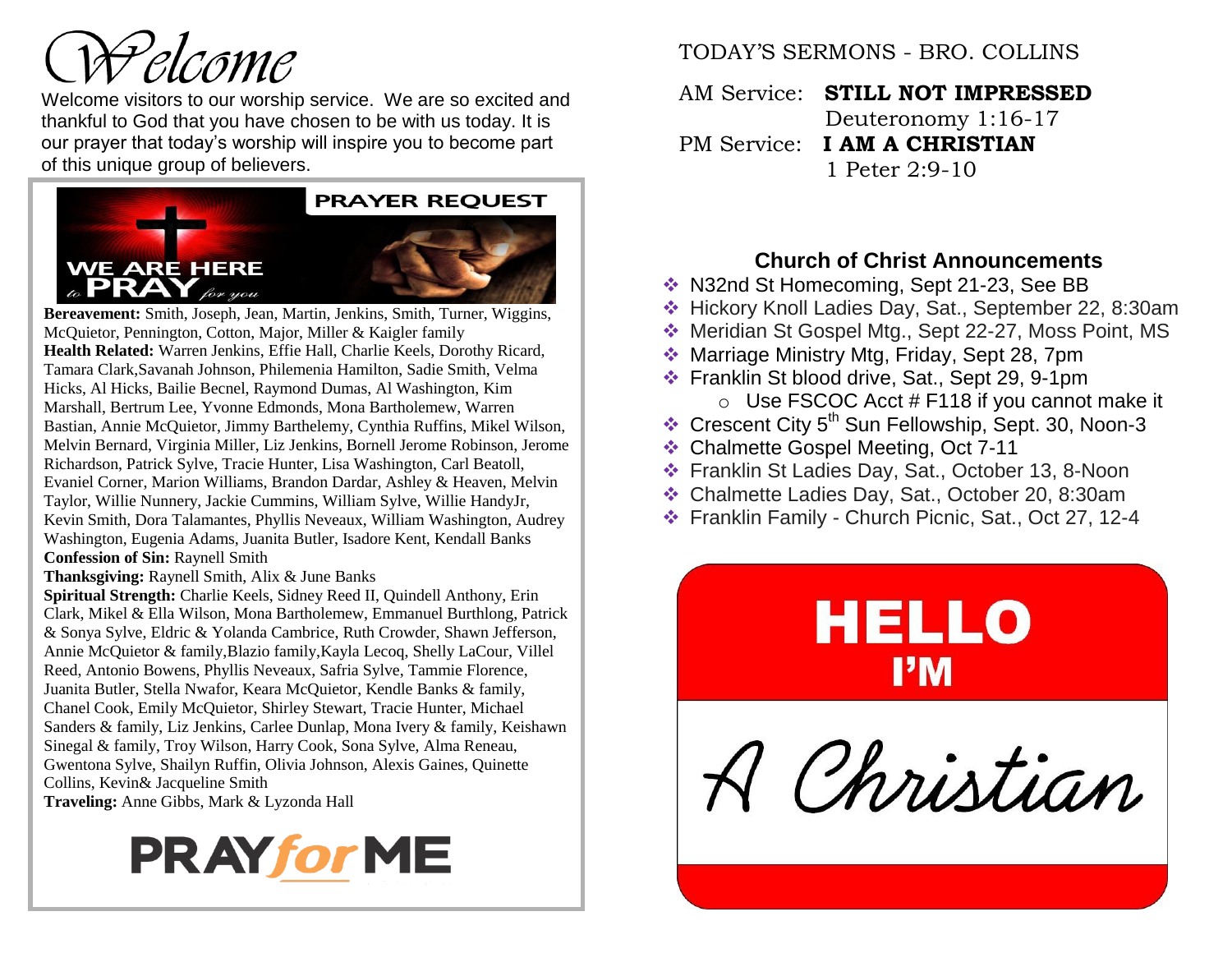# Welcome

Welcome visitors to our worship service. We are so excited and thankful to God that you have chosen to be with us today. It is our prayer that today's worship will inspire you to become part of this unique group of believers.

PRAYER REQUEST

WE ARE HERE to PRAY for you

**Bereavement:** Smith, Joseph, Jean, Martin, Jenkins, Smith, Turner, Wiggins, McQuietor, Pennington, Cotton, Major, Miller & Kaigler family

**Health Related:** Warren Jenkins, Effie Hall, Charlie Keels, Dorothy Ricard, Tamara Clark,Savanah Johnson, Philemenia Hamilton, Sadie Smith, Velma Hicks, Al Hicks, Bailie Becnel, Raymond Dumas, Al Washington, Kim Marshall, Bertrum Lee, Yvonne Edmonds, Mona Bartholemew, Warren Bastian, Annie McQuietor, Jimmy Barthelemy, Cynthia Ruffins, Mikel Wilson, Melvin Bernard, Virginia Miller, Liz Jenkins, Bornell Jerome Robinson, Jerome Richardson, Patrick Sylve, Tracie Hunter, Lisa Washington, Carl Beatoll, Evaniel Corner, Marion Williams, Brandon Dardar, Ashley & Heaven, Melvin Taylor, Willie Nunnery, Jackie Cummins, William Sylve, Willie HandyJr, Kevin Smith, Dora Talamantes, Phyllis Neveaux, William Washington, Audrey Washington, Eugenia Adams, Juanita Butler, Isadore Kent, Kendall Banks

**Confession of Sin:** Raynell Smith

**Thanksgiving:** Raynell Smith, Alix & June Banks

**Spiritual Strength:** Charlie Keels, Sidney Reed II, Quindell Anthony, Erin Clark, Mikel & Ella Wilson, Mona Bartholemew, Emmanuel Burthlong, Patrick & Sonya Sylve, Eldric & Yolanda Cambrice, Ruth Crowder, Shawn Jefferson, Annie McQuietor & family,Blazio family,Kayla Lecoq, Shelly LaCour, Villel Reed, Antonio Bowens, Phyllis Neveaux, Safria Sylve, Tammie Florence, Juanita Butler, Stella Nwafor, Keara McQuietor, Kendle Banks & family, Chanel Cook, Emily McQuietor, Shirley Stewart, Tracie Hunter, Michael Sanders & family, Liz Jenkins, Carlee Dunlap, Mona Ivery & family, Keishawn Sinegal & family, Troy Wilson, Harry Cook, Sona Sylve, Alma Reneau, Gwentona Sylve, Shailyn Ruffin, Olivia Johnson, Alexis Gaines, Quinette Collins, Kevin& Jacqueline Smith

**Traveling:** Anne Gibbs, Mark & Lyzonda Hall

PRAY *for* ME

TODAY'S SERMONS - BRO. COLLINS

AM Service: **STILL NOT IMPRESSED**
Deuteronomy 1:16-17

PM Service: **I AM A CHRISTIAN**
1 Peter 2:9-10

## Church of Christ Announcements

- N32nd St Homecoming, Sept 21-23, See BB
- Hickory Knoll Ladies Day, Sat., September 22, 8:30am
- Meridian St Gospel Mtg., Sept 22-27, Moss Point, MS
- Marriage Ministry Mtg, Friday, Sept 28, 7pm
- Franklin St blood drive, Sat., Sept 29, 9-1pm
  - Use FSCOC Acct # F118 if you cannot make it
- Crescent City 5th Sun Fellowship, Sept. 30, Noon-3
- Chalmette Gospel Meeting, Oct 7-11
- Franklin St Ladies Day, Sat., October 13, 8-Noon
- Chalmette Ladies Day, Sat., October 20, 8:30am
- Franklin Family - Church Picnic, Sat., Oct 27, 12-4

HELLO I'M

A Christian